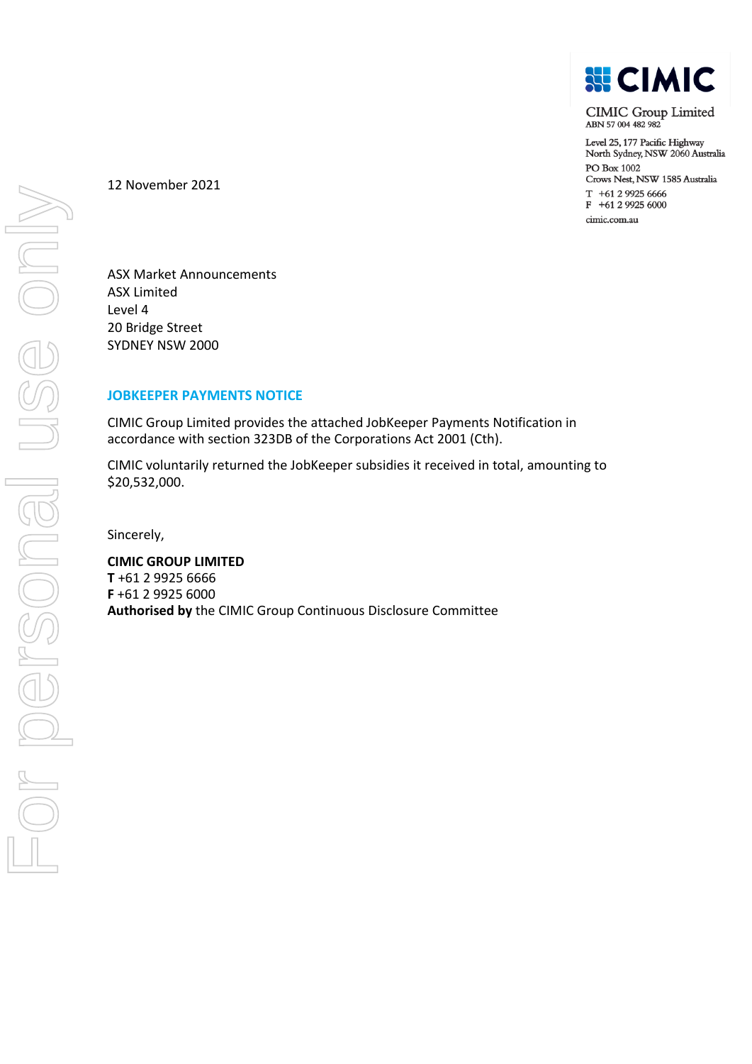CIMIC

CIMIC Group Limited
ABN 57 004 482 982

Level 25, 177 Pacific Highway
North Sydney, NSW 2060 Australia
PO Box 1002
Crows Nest, NSW 1585 Australia
T +61 2 9925 6666
F +61 2 9925 6000
cimic.com.au

12 November 2021

ASX Market Announcements
ASX Limited
Level 4
20 Bridge Street
SYDNEY NSW 2000

## JOBKEEPER PAYMENTS NOTICE

CIMIC Group Limited provides the attached JobKeeper Payments Notification in accordance with section 323DB of the Corporations Act 2001 (Cth).

CIMIC voluntarily returned the JobKeeper subsidies it received in total, amounting to $20,532,000.

Sincerely,

**CIMIC GROUP LIMITED**
**T** +61 2 9925 6666
**F** +61 2 9925 6000
**Authorised by** the CIMIC Group Continuous Disclosure Committee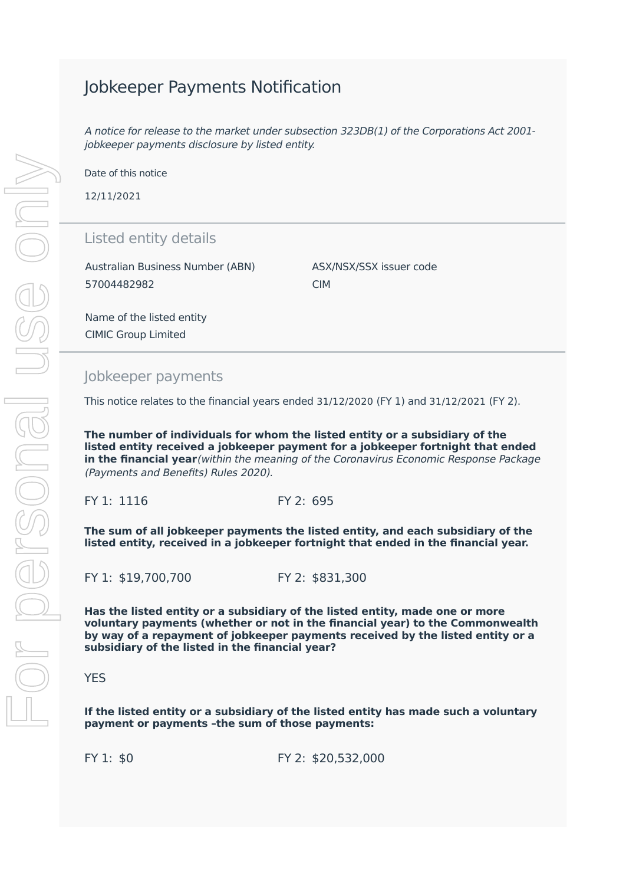# Jobkeeper Payments Notification

*A notice for release to the market under subsection 323DB(1) of the Corporations Act 2001-jobkeeper payments disclosure by listed entity.*

Date of this notice

12/11/2021

## Listed entity details

Australian Business Number (ABN)

57004482982

ASX/NSX/SSX issuer code

CIM

Name of the listed entity

CIMIC Group Limited

## Jobkeeper payments

This notice relates to the financial years ended 31/12/2020 (FY 1) and 31/12/2021 (FY 2).

**The number of individuals for whom the listed entity or a subsidiary of the listed entity received a jobkeeper payment for a jobkeeper fortnight that ended in the financial year***(within the meaning of the Coronavirus Economic Response Package (Payments and Benefits) Rules 2020).*

FY 1: 1116

FY 2: 695

**The sum of all jobkeeper payments the listed entity, and each subsidiary of the listed entity, received in a jobkeeper fortnight that ended in the financial year.**

FY 1: $19,700,700

FY 2: $831,300

**Has the listed entity or a subsidiary of the listed entity, made one or more voluntary payments (whether or not in the financial year) to the Commonwealth by way of a repayment of jobkeeper payments received by the listed entity or a subsidiary of the listed in the financial year?**

YES

**If the listed entity or a subsidiary of the listed entity has made such a voluntary payment or payments –the sum of those payments:**

FY 1: $0

FY 2: $20,532,000